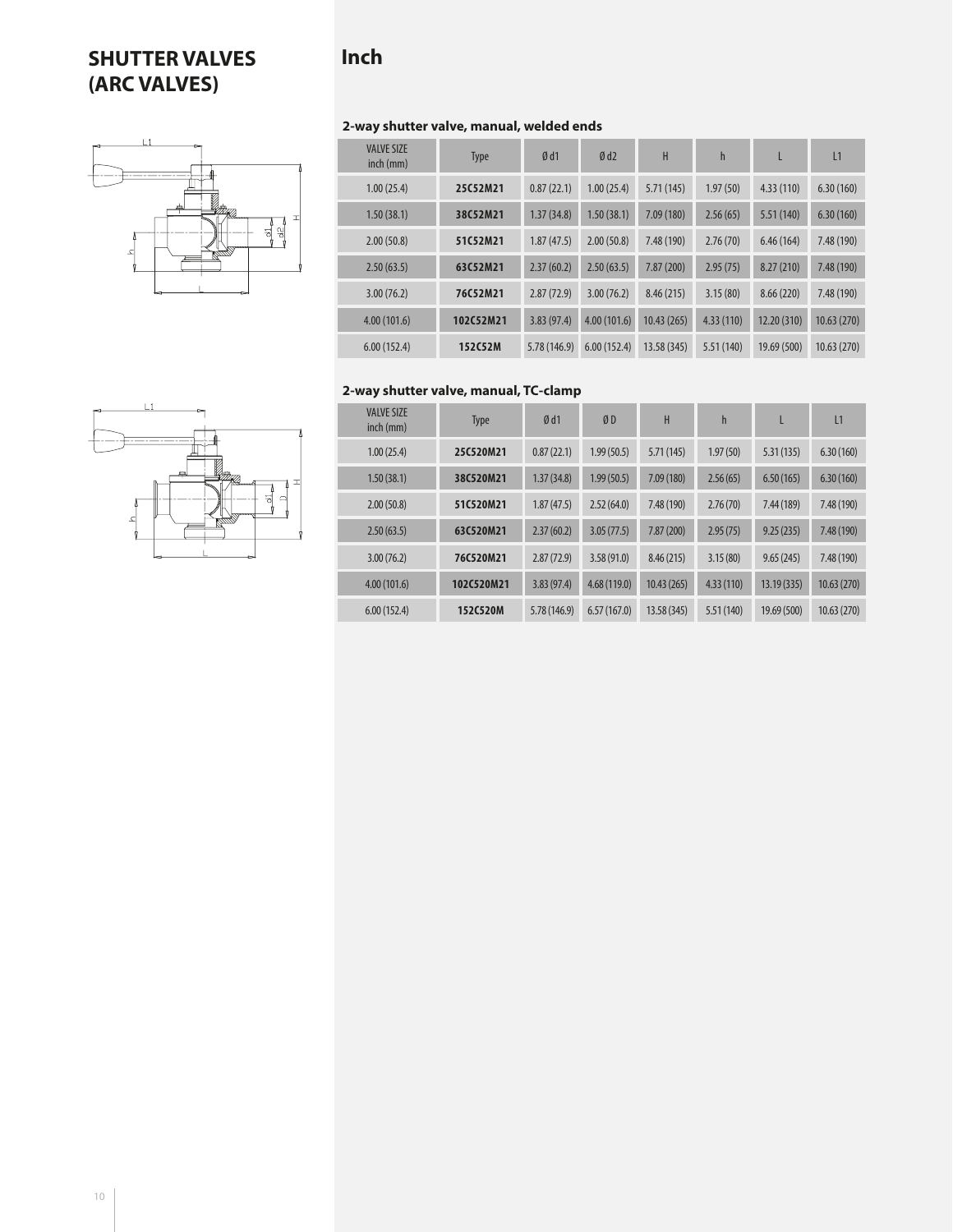# SHUTTER VALVES (ARC VALVES)

## Inch

### 2-way shutter valve, manual, welded ends

| VALVE SIZE inch (mm) | Type | Ø d1 | Ø d2 | H | h | L | L1 |
|---|---|---|---|---|---|---|---|
| 1.00 (25.4) | **25C52M21** | 0.87 (22.1) | 1.00 (25.4) | 5.71 (145) | 1.97 (50) | 4.33 (110) | 6.30 (160) |
| 1.50 (38.1) | **38C52M21** | 1.37 (34.8) | 1.50 (38.1) | 7.09 (180) | 2.56 (65) | 5.51 (140) | 6.30 (160) |
| 2.00 (50.8) | **51C52M21** | 1.87 (47.5) | 2.00 (50.8) | 7.48 (190) | 2.76 (70) | 6.46 (164) | 7.48 (190) |
| 2.50 (63.5) | **63C52M21** | 2.37 (60.2) | 2.50 (63.5) | 7.87 (200) | 2.95 (75) | 8.27 (210) | 7.48 (190) |
| 3.00 (76.2) | **76C52M21** | 2.87 (72.9) | 3.00 (76.2) | 8.46 (215) | 3.15 (80) | 8.66 (220) | 7.48 (190) |
| 4.00 (101.6) | **102C52M21** | 3.83 (97.4) | 4.00 (101.6) | 10.43 (265) | 4.33 (110) | 12.20 (310) | 10.63 (270) |
| 6.00 (152.4) | **152C52M** | 5.78 (146.9) | 6.00 (152.4) | 13.58 (345) | 5.51 (140) | 19.69 (500) | 10.63 (270) |

### 2-way shutter valve, manual, TC-clamp

| VALVE SIZE inch (mm) | Type | Ø d1 | Ø D | H | h | L | L1 |
|---|---|---|---|---|---|---|---|
| 1.00 (25.4) | **25C520M21** | 0.87 (22.1) | 1.99 (50.5) | 5.71 (145) | 1.97 (50) | 5.31 (135) | 6.30 (160) |
| 1.50 (38.1) | **38C520M21** | 1.37 (34.8) | 1.99 (50.5) | 7.09 (180) | 2.56 (65) | 6.50 (165) | 6.30 (160) |
| 2.00 (50.8) | **51C520M21** | 1.87 (47.5) | 2.52 (64.0) | 7.48 (190) | 2.76 (70) | 7.44 (189) | 7.48 (190) |
| 2.50 (63.5) | **63C520M21** | 2.37 (60.2) | 3.05 (77.5) | 7.87 (200) | 2.95 (75) | 9.25 (235) | 7.48 (190) |
| 3.00 (76.2) | **76C520M21** | 2.87 (72.9) | 3.58 (91.0) | 8.46 (215) | 3.15 (80) | 9.65 (245) | 7.48 (190) |
| 4.00 (101.6) | **102C520M21** | 3.83 (97.4) | 4.68 (119.0) | 10.43 (265) | 4.33 (110) | 13.19 (335) | 10.63 (270) |
| 6.00 (152.4) | **152C520M** | 5.78 (146.9) | 6.57 (167.0) | 13.58 (345) | 5.51 (140) | 19.69 (500) | 10.63 (270) |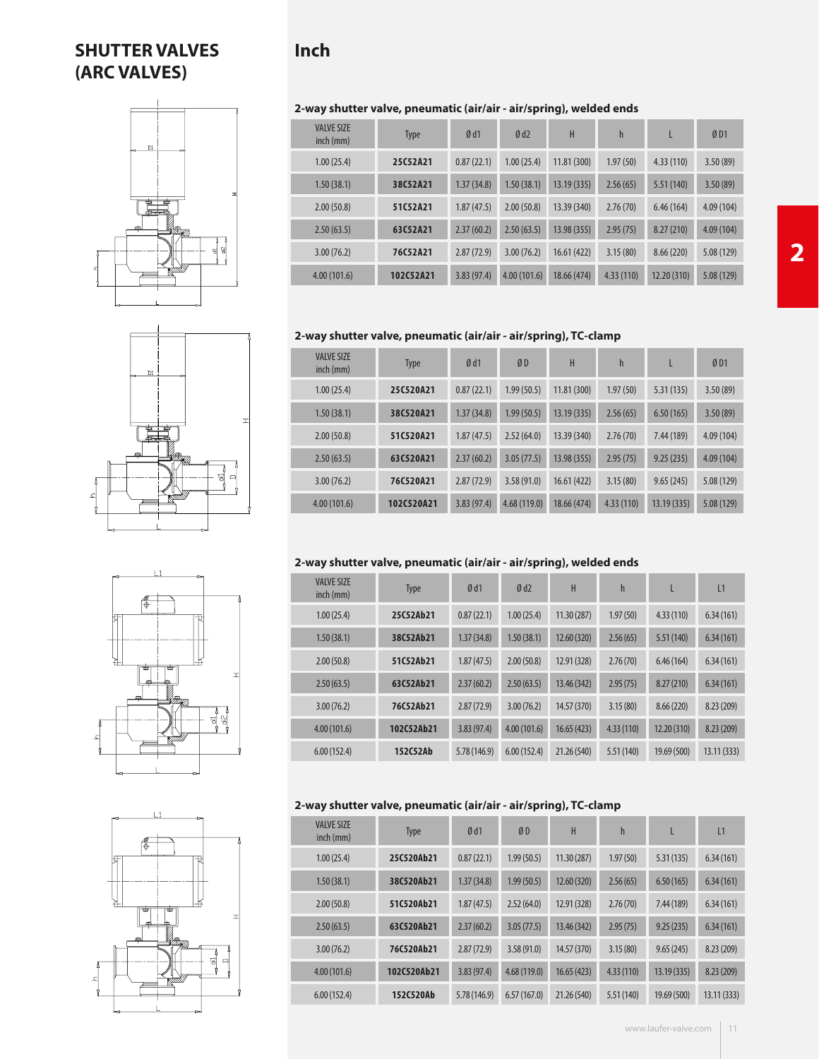# SHUTTER VALVES (ARC VALVES)

## Inch

### 2-way shutter valve, pneumatic (air/air - air/spring), welded ends

| VALVE SIZE inch (mm) | Type | Ø d1 | Ø d2 | H | h | L | Ø D1 |
|---|---|---|---|---|---|---|---|
| 1.00 (25.4) | **25C52A21** | 0.87 (22.1) | 1.00 (25.4) | 11.81 (300) | 1.97 (50) | 4.33 (110) | 3.50 (89) |
| 1.50 (38.1) | **38C52A21** | 1.37 (34.8) | 1.50 (38.1) | 13.19 (335) | 2.56 (65) | 5.51 (140) | 3.50 (89) |
| 2.00 (50.8) | **51C52A21** | 1.87 (47.5) | 2.00 (50.8) | 13.39 (340) | 2.76 (70) | 6.46 (164) | 4.09 (104) |
| 2.50 (63.5) | **63C52A21** | 2.37 (60.2) | 2.50 (63.5) | 13.98 (355) | 2.95 (75) | 8.27 (210) | 4.09 (104) |
| 3.00 (76.2) | **76C52A21** | 2.87 (72.9) | 3.00 (76.2) | 16.61 (422) | 3.15 (80) | 8.66 (220) | 5.08 (129) |
| 4.00 (101.6) | **102C52A21** | 3.83 (97.4) | 4.00 (101.6) | 18.66 (474) | 4.33 (110) | 12.20 (310) | 5.08 (129) |

### 2-way shutter valve, pneumatic (air/air - air/spring), TC-clamp

| VALVE SIZE inch (mm) | Type | Ø d1 | Ø D | H | h | L | Ø D1 |
|---|---|---|---|---|---|---|---|
| 1.00 (25.4) | **25C520A21** | 0.87 (22.1) | 1.99 (50.5) | 11.81 (300) | 1.97 (50) | 5.31 (135) | 3.50 (89) |
| 1.50 (38.1) | **38C520A21** | 1.37 (34.8) | 1.99 (50.5) | 13.19 (335) | 2.56 (65) | 6.50 (165) | 3.50 (89) |
| 2.00 (50.8) | **51C520A21** | 1.87 (47.5) | 2.52 (64.0) | 13.39 (340) | 2.76 (70) | 7.44 (189) | 4.09 (104) |
| 2.50 (63.5) | **63C520A21** | 2.37 (60.2) | 3.05 (77.5) | 13.98 (355) | 2.95 (75) | 9.25 (235) | 4.09 (104) |
| 3.00 (76.2) | **76C520A21** | 2.87 (72.9) | 3.58 (91.0) | 16.61 (422) | 3.15 (80) | 9.65 (245) | 5.08 (129) |
| 4.00 (101.6) | **102C520A21** | 3.83 (97.4) | 4.68 (119.0) | 18.66 (474) | 4.33 (110) | 13.19 (335) | 5.08 (129) |

### 2-way shutter valve, pneumatic (air/air - air/spring), welded ends

| VALVE SIZE inch (mm) | Type | Ø d1 | Ø d2 | H | h | L | L1 |
|---|---|---|---|---|---|---|---|
| 1.00 (25.4) | **25C52Ab21** | 0.87 (22.1) | 1.00 (25.4) | 11.30 (287) | 1.97 (50) | 4.33 (110) | 6.34 (161) |
| 1.50 (38.1) | **38C52Ab21** | 1.37 (34.8) | 1.50 (38.1) | 12.60 (320) | 2.56 (65) | 5.51 (140) | 6.34 (161) |
| 2.00 (50.8) | **51C52Ab21** | 1.87 (47.5) | 2.00 (50.8) | 12.91 (328) | 2.76 (70) | 6.46 (164) | 6.34 (161) |
| 2.50 (63.5) | **63C52Ab21** | 2.37 (60.2) | 2.50 (63.5) | 13.46 (342) | 2.95 (75) | 8.27 (210) | 6.34 (161) |
| 3.00 (76.2) | **76C52Ab21** | 2.87 (72.9) | 3.00 (76.2) | 14.57 (370) | 3.15 (80) | 8.66 (220) | 8.23 (209) |
| 4.00 (101.6) | **102C52Ab21** | 3.83 (97.4) | 4.00 (101.6) | 16.65 (423) | 4.33 (110) | 12.20 (310) | 8.23 (209) |
| 6.00 (152.4) | **152C52Ab** | 5.78 (146.9) | 6.00 (152.4) | 21.26 (540) | 5.51 (140) | 19.69 (500) | 13.11 (333) |

### 2-way shutter valve, pneumatic (air/air - air/spring), TC-clamp

| VALVE SIZE inch (mm) | Type | Ø d1 | Ø D | H | h | L | L1 |
|---|---|---|---|---|---|---|---|
| 1.00 (25.4) | **25C520Ab21** | 0.87 (22.1) | 1.99 (50.5) | 11.30 (287) | 1.97 (50) | 5.31 (135) | 6.34 (161) |
| 1.50 (38.1) | **38C520Ab21** | 1.37 (34.8) | 1.99 (50.5) | 12.60 (320) | 2.56 (65) | 6.50 (165) | 6.34 (161) |
| 2.00 (50.8) | **51C520Ab21** | 1.87 (47.5) | 2.52 (64.0) | 12.91 (328) | 2.76 (70) | 7.44 (189) | 6.34 (161) |
| 2.50 (63.5) | **63C520Ab21** | 2.37 (60.2) | 3.05 (77.5) | 13.46 (342) | 2.95 (75) | 9.25 (235) | 6.34 (161) |
| 3.00 (76.2) | **76C520Ab21** | 2.87 (72.9) | 3.58 (91.0) | 14.57 (370) | 3.15 (80) | 9.65 (245) | 8.23 (209) |
| 4.00 (101.6) | **102C520Ab21** | 3.83 (97.4) | 4.68 (119.0) | 16.65 (423) | 4.33 (110) | 13.19 (335) | 8.23 (209) |
| 6.00 (152.4) | **152C520Ab** | 5.78 (146.9) | 6.57 (167.0) | 21.26 (540) | 5.51 (140) | 19.69 (500) | 13.11 (333) |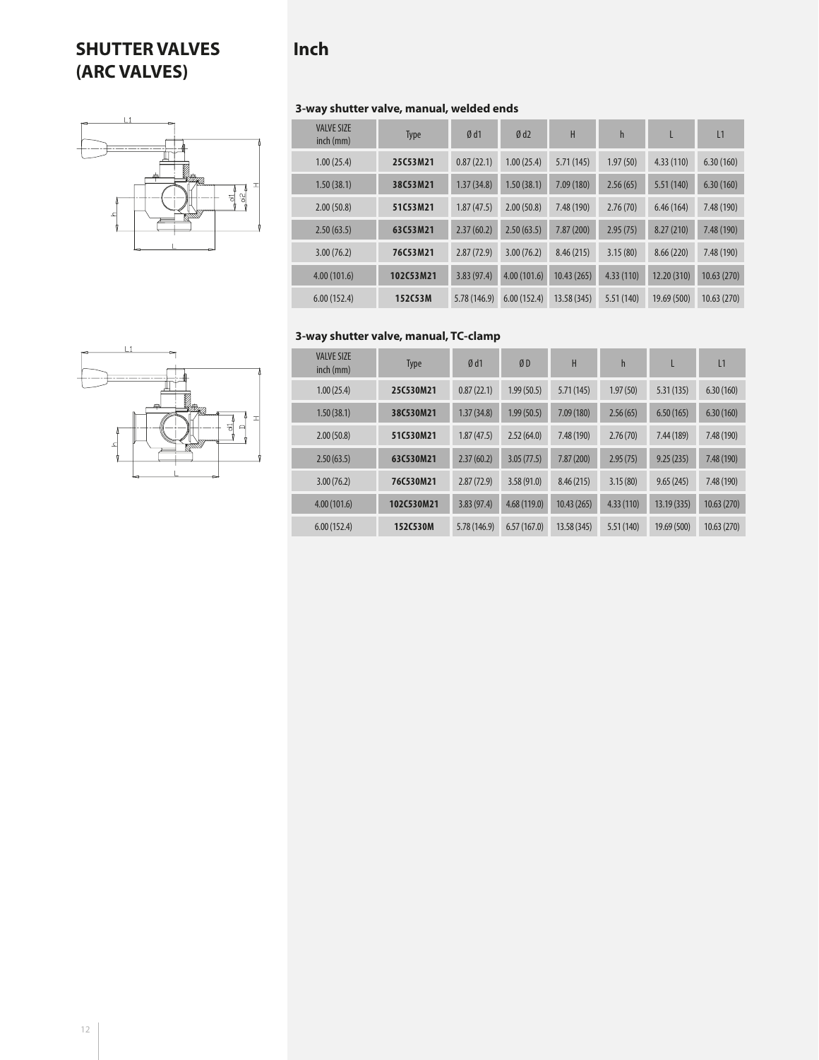# SHUTTER VALVES (ARC VALVES)

# Inch

### 3-way shutter valve, manual, welded ends

| VALVE SIZE inch (mm) | Type | Ø d1 | Ø d2 | H | h | L | L1 |
|---|---|---|---|---|---|---|---|
| 1.00 (25.4) | **25C53M21** | 0.87 (22.1) | 1.00 (25.4) | 5.71 (145) | 1.97 (50) | 4.33 (110) | 6.30 (160) |
| 1.50 (38.1) | **38C53M21** | 1.37 (34.8) | 1.50 (38.1) | 7.09 (180) | 2.56 (65) | 5.51 (140) | 6.30 (160) |
| 2.00 (50.8) | **51C53M21** | 1.87 (47.5) | 2.00 (50.8) | 7.48 (190) | 2.76 (70) | 6.46 (164) | 7.48 (190) |
| 2.50 (63.5) | **63C53M21** | 2.37 (60.2) | 2.50 (63.5) | 7.87 (200) | 2.95 (75) | 8.27 (210) | 7.48 (190) |
| 3.00 (76.2) | **76C53M21** | 2.87 (72.9) | 3.00 (76.2) | 8.46 (215) | 3.15 (80) | 8.66 (220) | 7.48 (190) |
| 4.00 (101.6) | **102C53M21** | 3.83 (97.4) | 4.00 (101.6) | 10.43 (265) | 4.33 (110) | 12.20 (310) | 10.63 (270) |
| 6.00 (152.4) | **152C53M** | 5.78 (146.9) | 6.00 (152.4) | 13.58 (345) | 5.51 (140) | 19.69 (500) | 10.63 (270) |

### 3-way shutter valve, manual, TC-clamp

| VALVE SIZE inch (mm) | Type | Ø d1 | Ø D | H | h | L | L1 |
|---|---|---|---|---|---|---|---|
| 1.00 (25.4) | **25C530M21** | 0.87 (22.1) | 1.99 (50.5) | 5.71 (145) | 1.97 (50) | 5.31 (135) | 6.30 (160) |
| 1.50 (38.1) | **38C530M21** | 1.37 (34.8) | 1.99 (50.5) | 7.09 (180) | 2.56 (65) | 6.50 (165) | 6.30 (160) |
| 2.00 (50.8) | **51C530M21** | 1.87 (47.5) | 2.52 (64.0) | 7.48 (190) | 2.76 (70) | 7.44 (189) | 7.48 (190) |
| 2.50 (63.5) | **63C530M21** | 2.37 (60.2) | 3.05 (77.5) | 7.87 (200) | 2.95 (75) | 9.25 (235) | 7.48 (190) |
| 3.00 (76.2) | **76C530M21** | 2.87 (72.9) | 3.58 (91.0) | 8.46 (215) | 3.15 (80) | 9.65 (245) | 7.48 (190) |
| 4.00 (101.6) | **102C530M21** | 3.83 (97.4) | 4.68 (119.0) | 10.43 (265) | 4.33 (110) | 13.19 (335) | 10.63 (270) |
| 6.00 (152.4) | **152C530M** | 5.78 (146.9) | 6.57 (167.0) | 13.58 (345) | 5.51 (140) | 19.69 (500) | 10.63 (270) |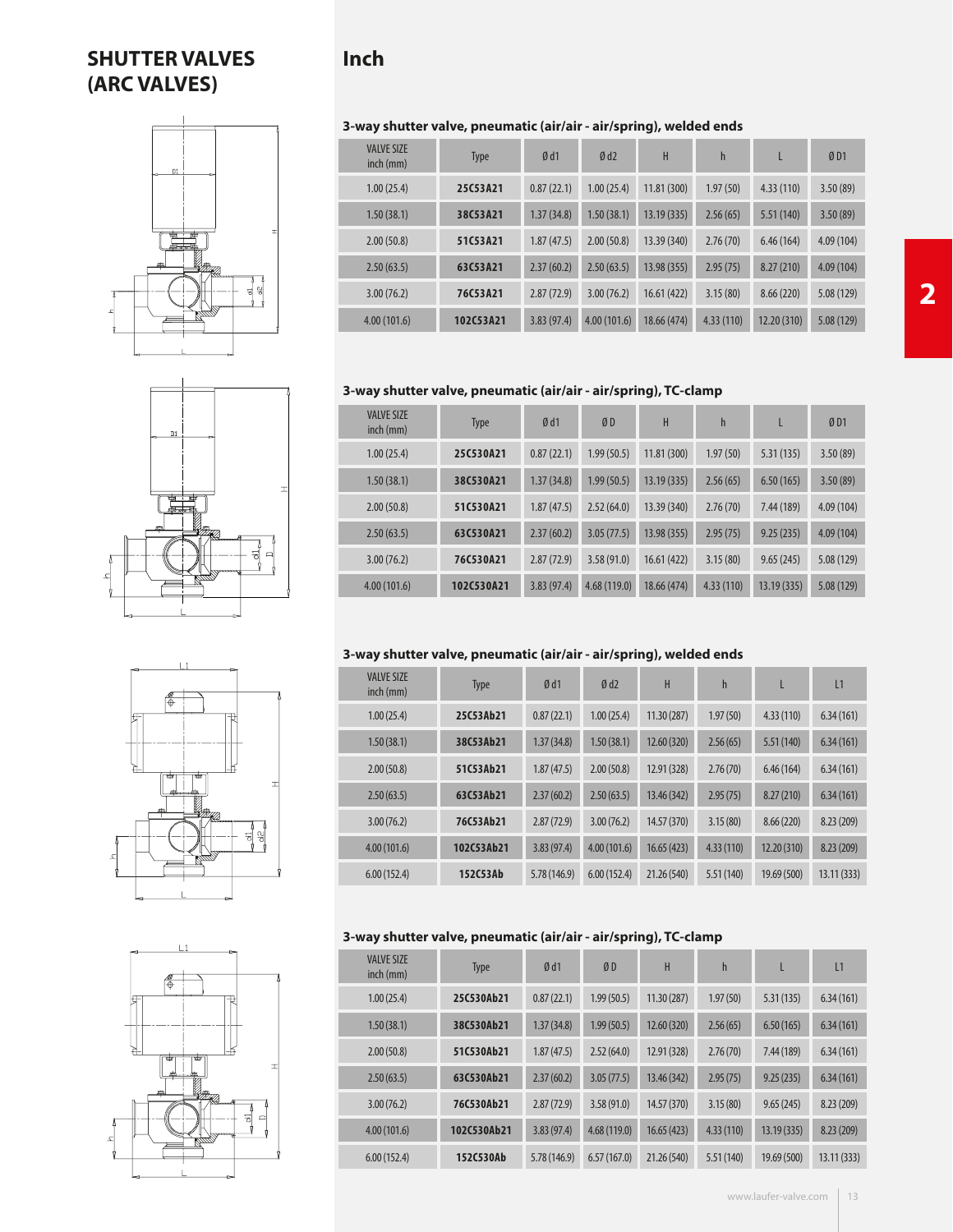# SHUTTER VALVES (ARC VALVES)

## Inch

### 3-way shutter valve, pneumatic (air/air - air/spring), welded ends

| VALVE SIZE inch (mm) | Type | Ø d1 | Ø d2 | H | h | L | Ø D1 |
|---|---|---|---|---|---|---|---|
| 1.00 (25.4) | 25C53A21 | 0.87 (22.1) | 1.00 (25.4) | 11.81 (300) | 1.97 (50) | 4.33 (110) | 3.50 (89) |
| 1.50 (38.1) | 38C53A21 | 1.37 (34.8) | 1.50 (38.1) | 13.19 (335) | 2.56 (65) | 5.51 (140) | 3.50 (89) |
| 2.00 (50.8) | 51C53A21 | 1.87 (47.5) | 2.00 (50.8) | 13.39 (340) | 2.76 (70) | 6.46 (164) | 4.09 (104) |
| 2.50 (63.5) | 63C53A21 | 2.37 (60.2) | 2.50 (63.5) | 13.98 (355) | 2.95 (75) | 8.27 (210) | 4.09 (104) |
| 3.00 (76.2) | 76C53A21 | 2.87 (72.9) | 3.00 (76.2) | 16.61 (422) | 3.15 (80) | 8.66 (220) | 5.08 (129) |
| 4.00 (101.6) | 102C53A21 | 3.83 (97.4) | 4.00 (101.6) | 18.66 (474) | 4.33 (110) | 12.20 (310) | 5.08 (129) |

### 3-way shutter valve, pneumatic (air/air - air/spring), TC-clamp

| VALVE SIZE inch (mm) | Type | Ø d1 | Ø D | H | h | L | Ø D1 |
|---|---|---|---|---|---|---|---|
| 1.00 (25.4) | 25C530A21 | 0.87 (22.1) | 1.99 (50.5) | 11.81 (300) | 1.97 (50) | 5.31 (135) | 3.50 (89) |
| 1.50 (38.1) | 38C530A21 | 1.37 (34.8) | 1.99 (50.5) | 13.19 (335) | 2.56 (65) | 6.50 (165) | 3.50 (89) |
| 2.00 (50.8) | 51C530A21 | 1.87 (47.5) | 2.52 (64.0) | 13.39 (340) | 2.76 (70) | 7.44 (189) | 4.09 (104) |
| 2.50 (63.5) | 63C530A21 | 2.37 (60.2) | 3.05 (77.5) | 13.98 (355) | 2.95 (75) | 9.25 (235) | 4.09 (104) |
| 3.00 (76.2) | 76C530A21 | 2.87 (72.9) | 3.58 (91.0) | 16.61 (422) | 3.15 (80) | 9.65 (245) | 5.08 (129) |
| 4.00 (101.6) | 102C530A21 | 3.83 (97.4) | 4.68 (119.0) | 18.66 (474) | 4.33 (110) | 13.19 (335) | 5.08 (129) |

### 3-way shutter valve, pneumatic (air/air - air/spring), welded ends

| VALVE SIZE inch (mm) | Type | Ø d1 | Ø d2 | H | h | L | L1 |
|---|---|---|---|---|---|---|---|
| 1.00 (25.4) | 25C53Ab21 | 0.87 (22.1) | 1.00 (25.4) | 11.30 (287) | 1.97 (50) | 4.33 (110) | 6.34 (161) |
| 1.50 (38.1) | 38C53Ab21 | 1.37 (34.8) | 1.50 (38.1) | 12.60 (320) | 2.56 (65) | 5.51 (140) | 6.34 (161) |
| 2.00 (50.8) | 51C53Ab21 | 1.87 (47.5) | 2.00 (50.8) | 12.91 (328) | 2.76 (70) | 6.46 (164) | 6.34 (161) |
| 2.50 (63.5) | 63C53Ab21 | 2.37 (60.2) | 2.50 (63.5) | 13.46 (342) | 2.95 (75) | 8.27 (210) | 6.34 (161) |
| 3.00 (76.2) | 76C53Ab21 | 2.87 (72.9) | 3.00 (76.2) | 14.57 (370) | 3.15 (80) | 8.66 (220) | 8.23 (209) |
| 4.00 (101.6) | 102C53Ab21 | 3.83 (97.4) | 4.00 (101.6) | 16.65 (423) | 4.33 (110) | 12.20 (310) | 8.23 (209) |
| 6.00 (152.4) | 152C53Ab | 5.78 (146.9) | 6.00 (152.4) | 21.26 (540) | 5.51 (140) | 19.69 (500) | 13.11 (333) |

### 3-way shutter valve, pneumatic (air/air - air/spring), TC-clamp

| VALVE SIZE inch (mm) | Type | Ø d1 | Ø D | H | h | L | L1 |
|---|---|---|---|---|---|---|---|
| 1.00 (25.4) | 25C530Ab21 | 0.87 (22.1) | 1.99 (50.5) | 11.30 (287) | 1.97 (50) | 5.31 (135) | 6.34 (161) |
| 1.50 (38.1) | 38C530Ab21 | 1.37 (34.8) | 1.99 (50.5) | 12.60 (320) | 2.56 (65) | 6.50 (165) | 6.34 (161) |
| 2.00 (50.8) | 51C530Ab21 | 1.87 (47.5) | 2.52 (64.0) | 12.91 (328) | 2.76 (70) | 7.44 (189) | 6.34 (161) |
| 2.50 (63.5) | 63C530Ab21 | 2.37 (60.2) | 3.05 (77.5) | 13.46 (342) | 2.95 (75) | 9.25 (235) | 6.34 (161) |
| 3.00 (76.2) | 76C530Ab21 | 2.87 (72.9) | 3.58 (91.0) | 14.57 (370) | 3.15 (80) | 9.65 (245) | 8.23 (209) |
| 4.00 (101.6) | 102C530Ab21 | 3.83 (97.4) | 4.68 (119.0) | 16.65 (423) | 4.33 (110) | 13.19 (335) | 8.23 (209) |
| 6.00 (152.4) | 152C530Ab | 5.78 (146.9) | 6.57 (167.0) | 21.26 (540) | 5.51 (140) | 19.69 (500) | 13.11 (333) |